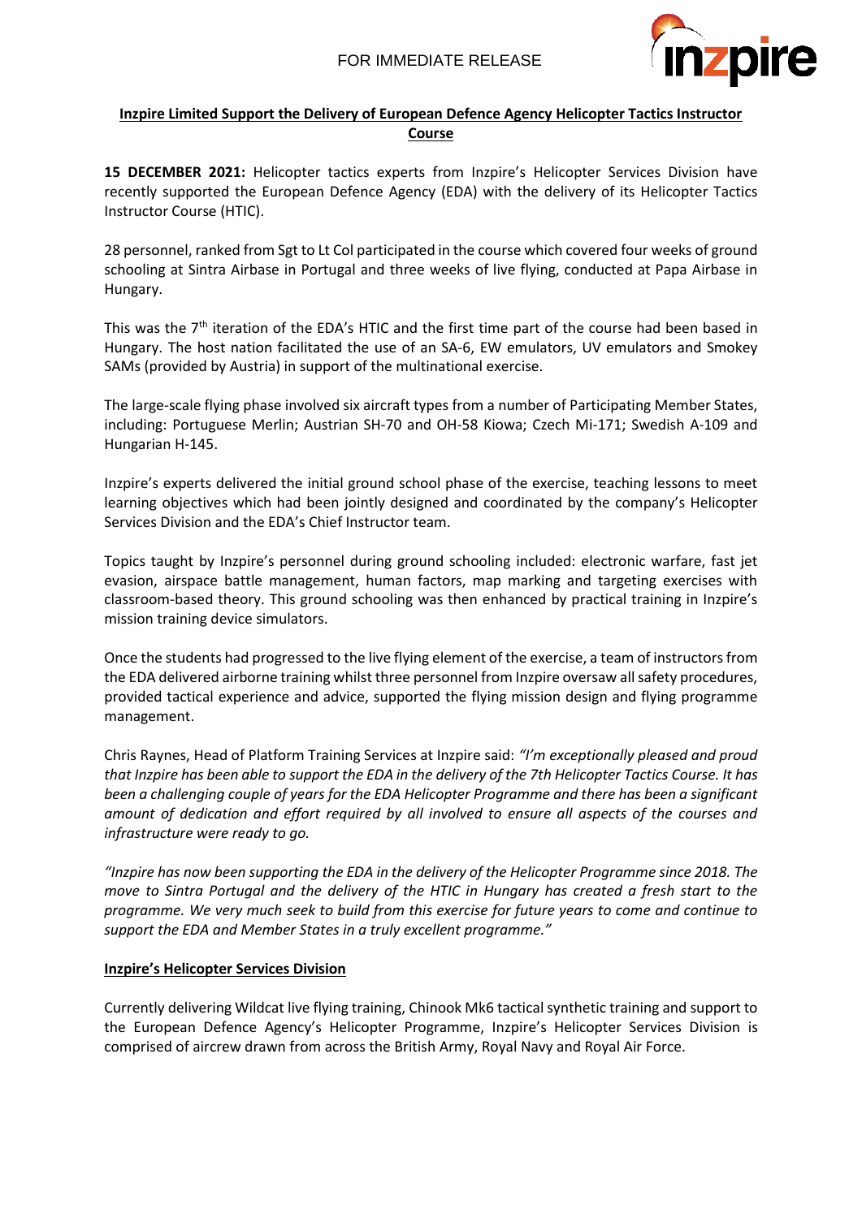FOR IMMEDIATE RELEASE

## Inzpire Limited Support the Delivery of European Defence Agency Helicopter Tactics Instructor Course

**15 DECEMBER 2021:** Helicopter tactics experts from Inzpire's Helicopter Services Division have recently supported the European Defence Agency (EDA) with the delivery of its Helicopter Tactics Instructor Course (HTIC).

28 personnel, ranked from Sgt to Lt Col participated in the course which covered four weeks of ground schooling at Sintra Airbase in Portugal and three weeks of live flying, conducted at Papa Airbase in Hungary.

This was the 7th iteration of the EDA's HTIC and the first time part of the course had been based in Hungary. The host nation facilitated the use of an SA-6, EW emulators, UV emulators and Smokey SAMs (provided by Austria) in support of the multinational exercise.

The large-scale flying phase involved six aircraft types from a number of Participating Member States, including: Portuguese Merlin; Austrian SH-70 and OH-58 Kiowa; Czech Mi-171; Swedish A-109 and Hungarian H-145.

Inzpire's experts delivered the initial ground school phase of the exercise, teaching lessons to meet learning objectives which had been jointly designed and coordinated by the company's Helicopter Services Division and the EDA's Chief Instructor team.

Topics taught by Inzpire's personnel during ground schooling included: electronic warfare, fast jet evasion, airspace battle management, human factors, map marking and targeting exercises with classroom-based theory. This ground schooling was then enhanced by practical training in Inzpire's mission training device simulators.

Once the students had progressed to the live flying element of the exercise, a team of instructors from the EDA delivered airborne training whilst three personnel from Inzpire oversaw all safety procedures, provided tactical experience and advice, supported the flying mission design and flying programme management.

Chris Raynes, Head of Platform Training Services at Inzpire said: *"I'm exceptionally pleased and proud that Inzpire has been able to support the EDA in the delivery of the 7th Helicopter Tactics Course. It has been a challenging couple of years for the EDA Helicopter Programme and there has been a significant amount of dedication and effort required by all involved to ensure all aspects of the courses and infrastructure were ready to go.*

*"Inzpire has now been supporting the EDA in the delivery of the Helicopter Programme since 2018. The move to Sintra Portugal and the delivery of the HTIC in Hungary has created a fresh start to the programme. We very much seek to build from this exercise for future years to come and continue to support the EDA and Member States in a truly excellent programme."*

### Inzpire's Helicopter Services Division

Currently delivering Wildcat live flying training, Chinook Mk6 tactical synthetic training and support to the European Defence Agency's Helicopter Programme, Inzpire's Helicopter Services Division is comprised of aircrew drawn from across the British Army, Royal Navy and Royal Air Force.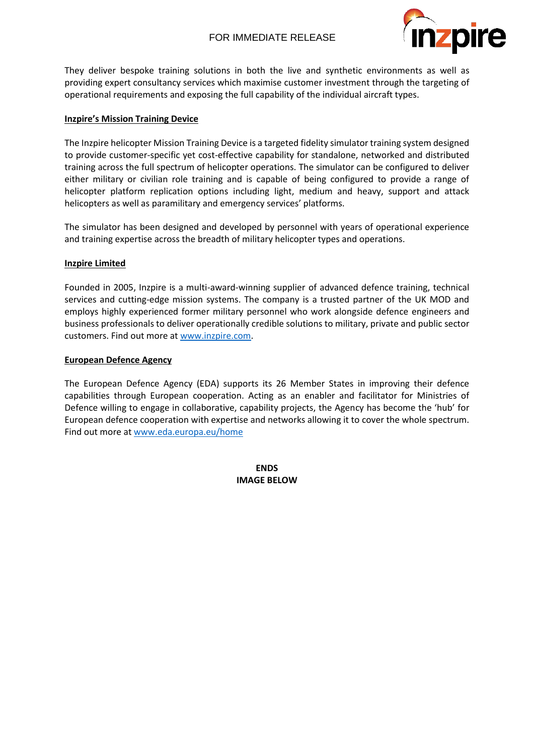They deliver bespoke training solutions in both the live and synthetic environments as well as providing expert consultancy services which maximise customer investment through the targeting of operational requirements and exposing the full capability of the individual aircraft types.

**Inzpire's Mission Training Device**

The Inzpire helicopter Mission Training Device is a targeted fidelity simulator training system designed to provide customer-specific yet cost-effective capability for standalone, networked and distributed training across the full spectrum of helicopter operations. The simulator can be configured to deliver either military or civilian role training and is capable of being configured to provide a range of helicopter platform replication options including light, medium and heavy, support and attack helicopters as well as paramilitary and emergency services' platforms.

The simulator has been designed and developed by personnel with years of operational experience and training expertise across the breadth of military helicopter types and operations.

**Inzpire Limited**

Founded in 2005, Inzpire is a multi-award-winning supplier of advanced defence training, technical services and cutting-edge mission systems. The company is a trusted partner of the UK MOD and employs highly experienced former military personnel who work alongside defence engineers and business professionals to deliver operationally credible solutions to military, private and public sector customers. Find out more at [www.inzpire.com](www.inzpire.com).

**European Defence Agency**

The European Defence Agency (EDA) supports its 26 Member States in improving their defence capabilities through European cooperation. Acting as an enabler and facilitator for Ministries of Defence willing to engage in collaborative, capability projects, the Agency has become the 'hub' for European defence cooperation with expertise and networks allowing it to cover the whole spectrum. Find out more at [www.eda.europa.eu/home](www.eda.europa.eu/home)

**ENDS**
**IMAGE BELOW**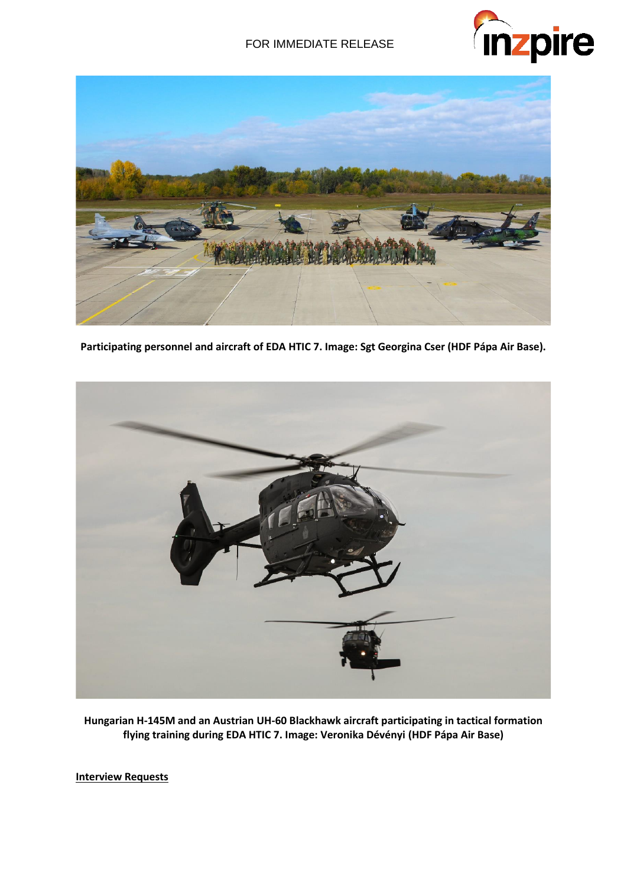FOR IMMEDIATE RELEASE

**Participating personnel and aircraft of EDA HTIC 7. Image: Sgt Georgina Cser (HDF Pápa Air Base).**

**Hungarian H-145M and an Austrian UH-60 Blackhawk aircraft participating in tactical formation flying training during EDA HTIC 7. Image: Veronika Dévényi (HDF Pápa Air Base)**

**Interview Requests**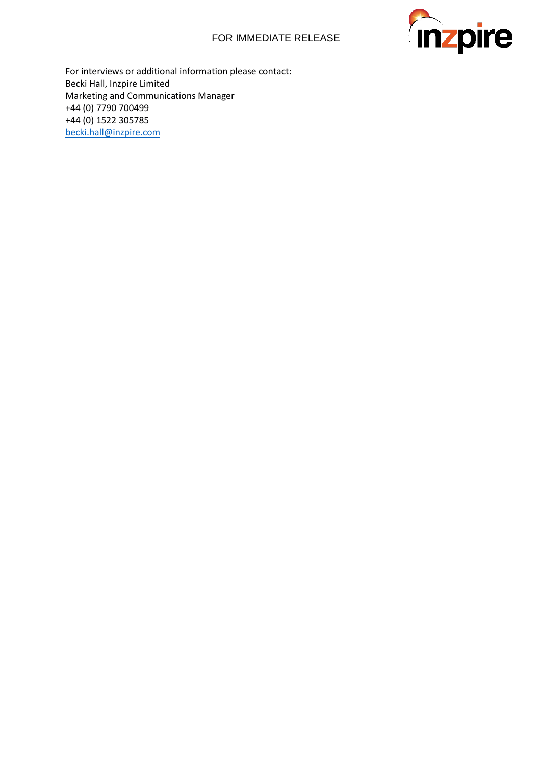FOR IMMEDIATE RELEASE

For interviews or additional information please contact:
Becki Hall, Inzpire Limited
Marketing and Communications Manager
+44 (0) 7790 700499
+44 (0) 1522 305785
becki.hall@inzpire.com